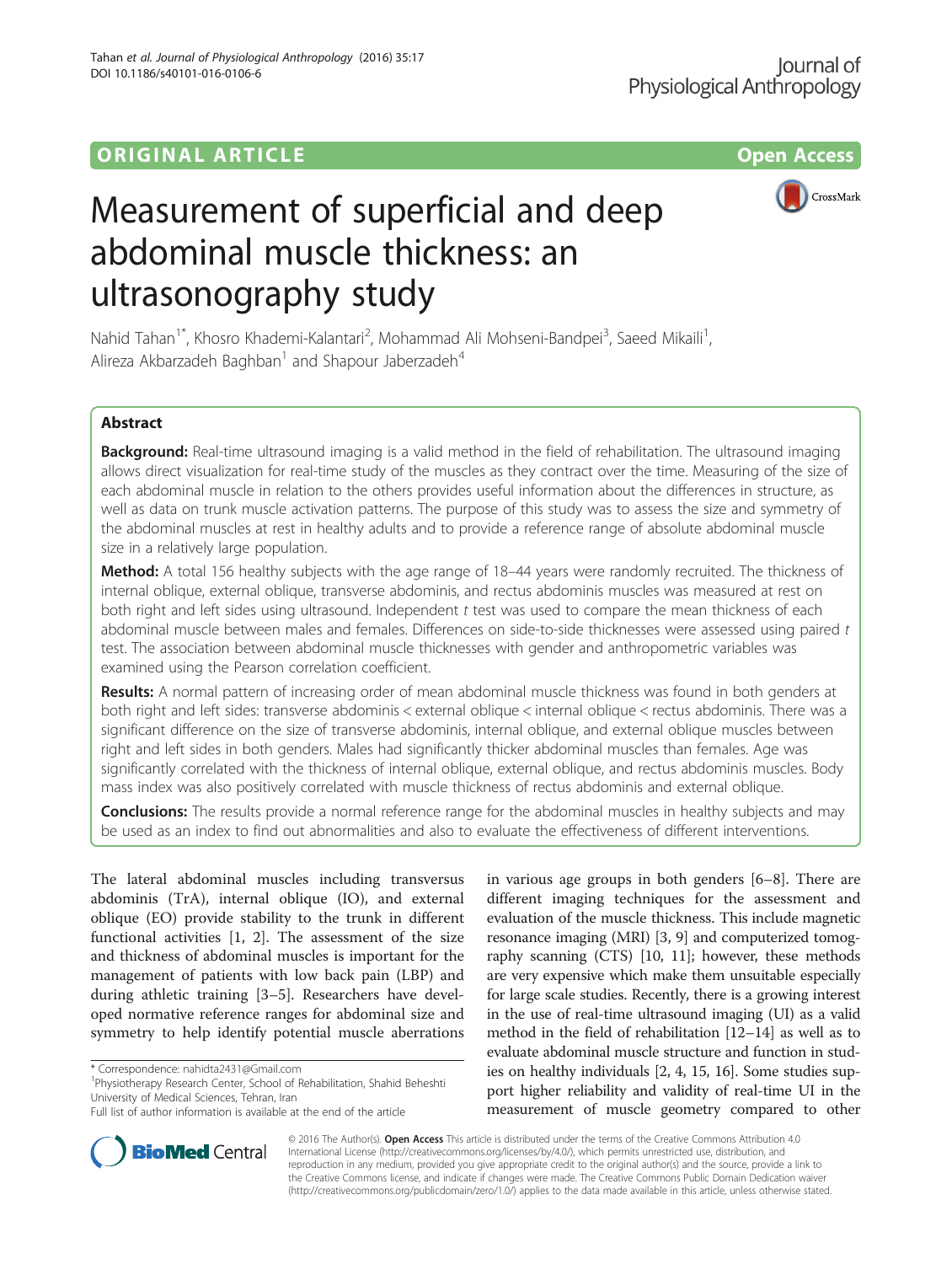ORIGINAL ARTICLE

Open Access

# Measurement of superficial and deep abdominal muscle thickness: an ultrasonography study

Nahid Tahan[1*], Khosro Khademi-Kalantari[2], Mohammad Ali Mohseni-Bandpei[3], Saeed Mikaili[1], Alireza Akbarzadeh Baghban[1] and Shapour Jaberzadeh[4]

## Abstract

**Background:** Real-time ultrasound imaging is a valid method in the field of rehabilitation. The ultrasound imaging allows direct visualization for real-time study of the muscles as they contract over the time. Measuring of the size of each abdominal muscle in relation to the others provides useful information about the differences in structure, as well as data on trunk muscle activation patterns. The purpose of this study was to assess the size and symmetry of the abdominal muscles at rest in healthy adults and to provide a reference range of absolute abdominal muscle size in a relatively large population.

**Method:** A total 156 healthy subjects with the age range of 18–44 years were randomly recruited. The thickness of internal oblique, external oblique, transverse abdominis, and rectus abdominis muscles was measured at rest on both right and left sides using ultrasound. Independent *t* test was used to compare the mean thickness of each abdominal muscle between males and females. Differences on side-to-side thicknesses were assessed using paired *t* test. The association between abdominal muscle thicknesses with gender and anthropometric variables was examined using the Pearson correlation coefficient.

**Results:** A normal pattern of increasing order of mean abdominal muscle thickness was found in both genders at both right and left sides: transverse abdominis < external oblique < internal oblique < rectus abdominis. There was a significant difference on the size of transverse abdominis, internal oblique, and external oblique muscles between right and left sides in both genders. Males had significantly thicker abdominal muscles than females. Age was significantly correlated with the thickness of internal oblique, external oblique, and rectus abdominis muscles. Body mass index was also positively correlated with muscle thickness of rectus abdominis and external oblique.

**Conclusions:** The results provide a normal reference range for the abdominal muscles in healthy subjects and may be used as an index to find out abnormalities and also to evaluate the effectiveness of different interventions.

The lateral abdominal muscles including transversus abdominis (TrA), internal oblique (IO), and external oblique (EO) provide stability to the trunk in different functional activities [1, 2]. The assessment of the size and thickness of abdominal muscles is important for the management of patients with low back pain (LBP) and during athletic training [3–5]. Researchers have developed normative reference ranges for abdominal size and symmetry to help identify potential muscle aberrations in various age groups in both genders [6–8]. There are different imaging techniques for the assessment and evaluation of the muscle thickness. This include magnetic resonance imaging (MRI) [3, 9] and computerized tomography scanning (CTS) [10, 11]; however, these methods are very expensive which make them unsuitable especially for large scale studies. Recently, there is a growing interest in the use of real-time ultrasound imaging (UI) as a valid method in the field of rehabilitation [12–14] as well as to evaluate abdominal muscle structure and function in studies on healthy individuals [2, 4, 15, 16]. Some studies support higher reliability and validity of real-time UI in the measurement of muscle geometry compared to other

* Correspondence: nahidta2431@Gmail.com
[1]Physiotherapy Research Center, School of Rehabilitation, Shahid Beheshti University of Medical Sciences, Tehran, Iran
Full list of author information is available at the end of the article

© 2016 The Author(s). **Open Access** This article is distributed under the terms of the Creative Commons Attribution 4.0 International License (http://creativecommons.org/licenses/by/4.0/), which permits unrestricted use, distribution, and reproduction in any medium, provided you give appropriate credit to the original author(s) and the source, provide a link to the Creative Commons license, and indicate if changes were made. The Creative Commons Public Domain Dedication waiver (http://creativecommons.org/publicdomain/zero/1.0/) applies to the data made available in this article, unless otherwise stated.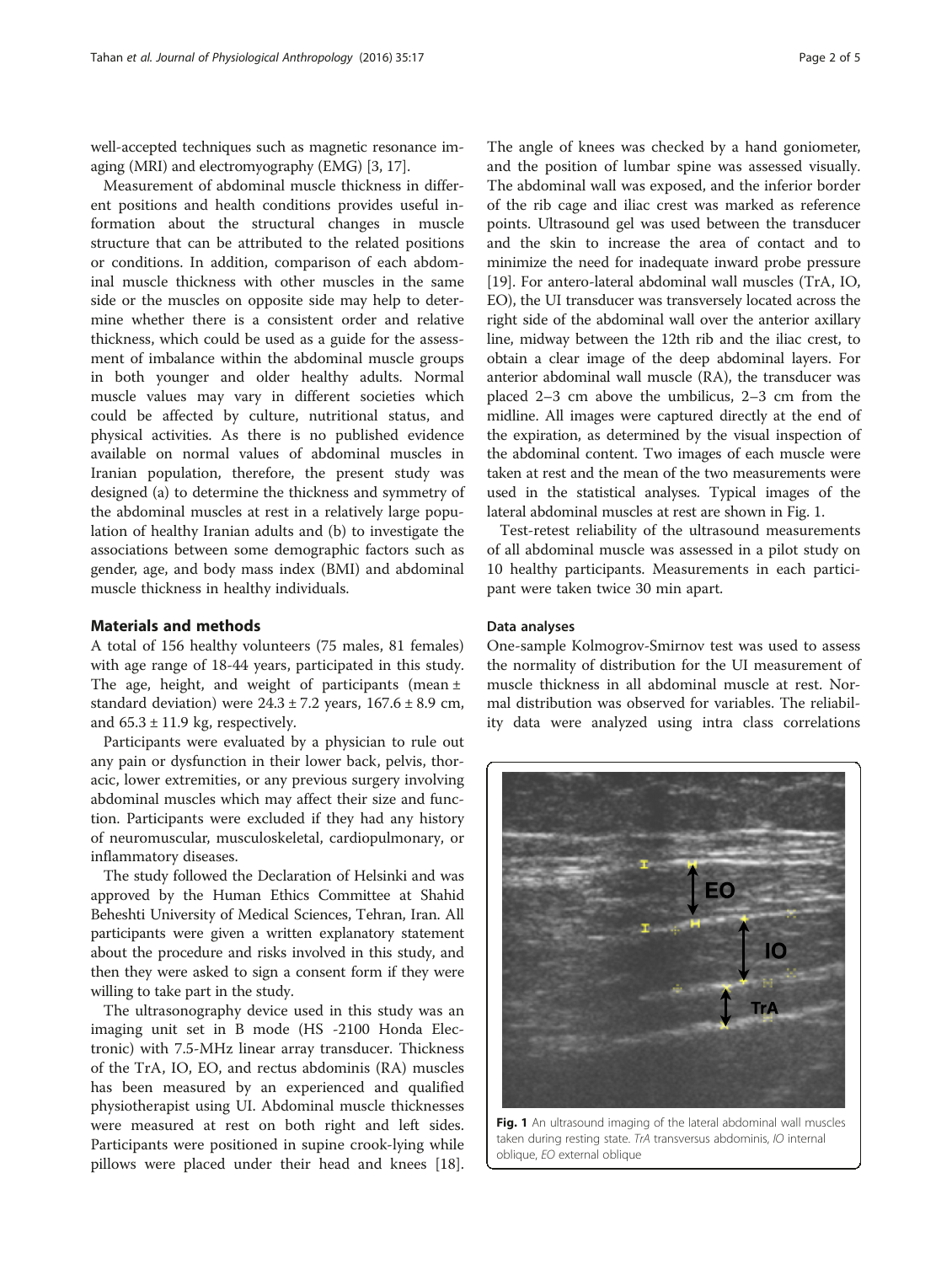well-accepted techniques such as magnetic resonance imaging (MRI) and electromyography (EMG) [3, 17].

Measurement of abdominal muscle thickness in different positions and health conditions provides useful information about the structural changes in muscle structure that can be attributed to the related positions or conditions. In addition, comparison of each abdominal muscle thickness with other muscles in the same side or the muscles on opposite side may help to determine whether there is a consistent order and relative thickness, which could be used as a guide for the assessment of imbalance within the abdominal muscle groups in both younger and older healthy adults. Normal muscle values may vary in different societies which could be affected by culture, nutritional status, and physical activities. As there is no published evidence available on normal values of abdominal muscles in Iranian population, therefore, the present study was designed (a) to determine the thickness and symmetry of the abdominal muscles at rest in a relatively large population of healthy Iranian adults and (b) to investigate the associations between some demographic factors such as gender, age, and body mass index (BMI) and abdominal muscle thickness in healthy individuals.

## Materials and methods

A total of 156 healthy volunteers (75 males, 81 females) with age range of 18-44 years, participated in this study. The age, height, and weight of participants (mean ± standard deviation) were 24.3 ± 7.2 years, 167.6 ± 8.9 cm, and 65.3 ± 11.9 kg, respectively.

Participants were evaluated by a physician to rule out any pain or dysfunction in their lower back, pelvis, thoracic, lower extremities, or any previous surgery involving abdominal muscles which may affect their size and function. Participants were excluded if they had any history of neuromuscular, musculoskeletal, cardiopulmonary, or inflammatory diseases.

The study followed the Declaration of Helsinki and was approved by the Human Ethics Committee at Shahid Beheshti University of Medical Sciences, Tehran, Iran. All participants were given a written explanatory statement about the procedure and risks involved in this study, and then they were asked to sign a consent form if they were willing to take part in the study.

The ultrasonography device used in this study was an imaging unit set in B mode (HS -2100 Honda Electronic) with 7.5-MHz linear array transducer. Thickness of the TrA, IO, EO, and rectus abdominis (RA) muscles has been measured by an experienced and qualified physiotherapist using UI. Abdominal muscle thicknesses were measured at rest on both right and left sides. Participants were positioned in supine crook-lying while pillows were placed under their head and knees [18]. The angle of knees was checked by a hand goniometer, and the position of lumbar spine was assessed visually. The abdominal wall was exposed, and the inferior border of the rib cage and iliac crest was marked as reference points. Ultrasound gel was used between the transducer and the skin to increase the area of contact and to minimize the need for inadequate inward probe pressure [19]. For antero-lateral abdominal wall muscles (TrA, IO, EO), the UI transducer was transversely located across the right side of the abdominal wall over the anterior axillary line, midway between the 12th rib and the iliac crest, to obtain a clear image of the deep abdominal layers. For anterior abdominal wall muscle (RA), the transducer was placed 2–3 cm above the umbilicus, 2–3 cm from the midline. All images were captured directly at the end of the expiration, as determined by the visual inspection of the abdominal content. Two images of each muscle were taken at rest and the mean of the two measurements were used in the statistical analyses. Typical images of the lateral abdominal muscles at rest are shown in Fig. 1.

Test-retest reliability of the ultrasound measurements of all abdominal muscle was assessed in a pilot study on 10 healthy participants. Measurements in each participant were taken twice 30 min apart.

### Data analyses

One-sample Kolmogrov-Smirnov test was used to assess the normality of distribution for the UI measurement of muscle thickness in all abdominal muscle at rest. Normal distribution was observed for variables. The reliability data were analyzed using intra class correlations

**Fig. 1** An ultrasound imaging of the lateral abdominal wall muscles taken during resting state. *TrA* transversus abdominis, *IO* internal oblique, *EO* external oblique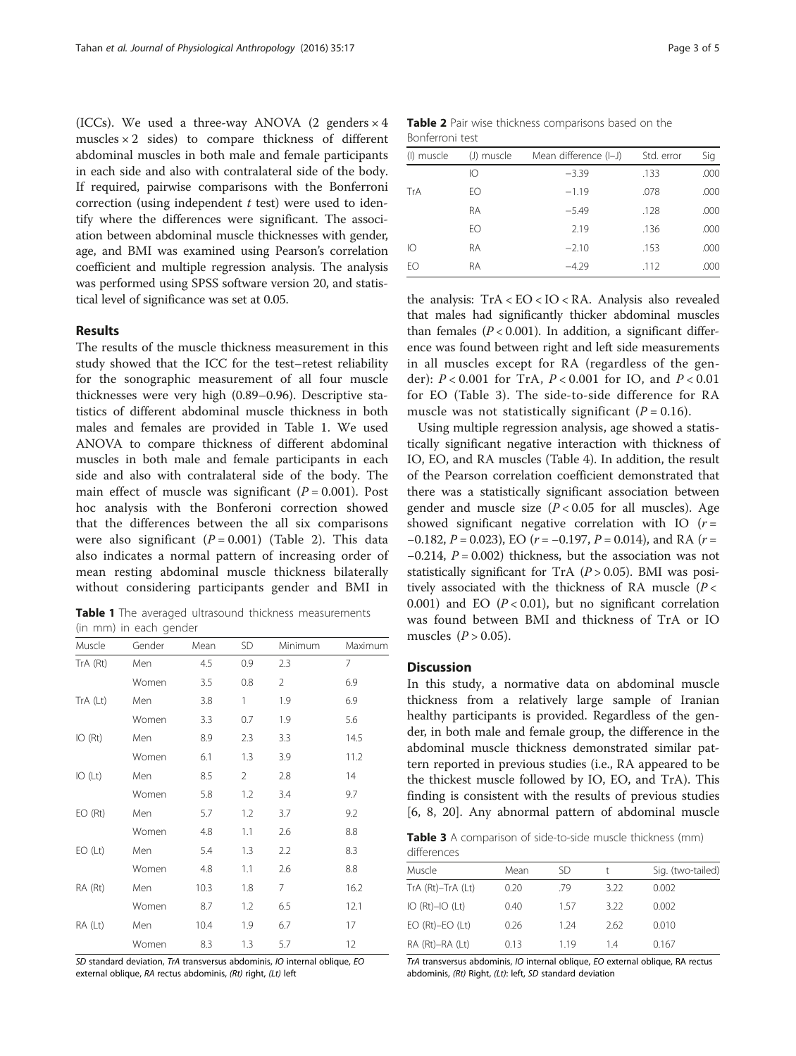(ICCs). We used a three-way ANOVA (2 genders × 4 muscles × 2 sides) to compare thickness of different abdominal muscles in both male and female participants in each side and also with contralateral side of the body. If required, pairwise comparisons with the Bonferroni correction (using independent $t$ test) were used to identify where the differences were significant. The association between abdominal muscle thicknesses with gender, age, and BMI was examined using Pearson's correlation coefficient and multiple regression analysis. The analysis was performed using SPSS software version 20, and statistical level of significance was set at 0.05.

## Results

The results of the muscle thickness measurement in this study showed that the ICC for the test–retest reliability for the sonographic measurement of all four muscle thicknesses were very high (0.89–0.96). Descriptive statistics of different abdominal muscle thickness in both males and females are provided in Table 1. We used ANOVA to compare thickness of different abdominal muscles in both male and female participants in each side and also with contralateral side of the body. The main effect of muscle was significant ($P = 0.001$). Post hoc analysis with the Bonferoni correction showed that the differences between the all six comparisons were also significant ($P = 0.001$) (Table 2). This data also indicates a normal pattern of increasing order of mean resting abdominal muscle thickness bilaterally without considering participants gender and BMI in the analysis: TrA < EO < IO < RA. Analysis also revealed that males had significantly thicker abdominal muscles than females ($P < 0.001$). In addition, a significant difference was found between right and left side measurements in all muscles except for RA (regardless of the gender): $P < 0.001$ for TrA, $P < 0.001$ for IO, and $P < 0.01$ for EO (Table 3). The side-to-side difference for RA muscle was not statistically significant ($P = 0.16$).

**Table 1** The averaged ultrasound thickness measurements (in mm) in each gender

| Muscle | Gender | Mean | SD | Minimum | Maximum |
|---|---|---|---|---|---|
| TrA (Rt) | Men | 4.5 | 0.9 | 2.3 | 7 |
| | Women | 3.5 | 0.8 | 2 | 6.9 |
| TrA (Lt) | Men | 3.8 | 1 | 1.9 | 6.9 |
| | Women | 3.3 | 0.7 | 1.9 | 5.6 |
| IO (Rt) | Men | 8.9 | 2.3 | 3.3 | 14.5 |
| | Women | 6.1 | 1.3 | 3.9 | 11.2 |
| IO (Lt) | Men | 8.5 | 2 | 2.8 | 14 |
| | Women | 5.8 | 1.2 | 3.4 | 9.7 |
| EO (Rt) | Men | 5.7 | 1.2 | 3.7 | 9.2 |
| | Women | 4.8 | 1.1 | 2.6 | 8.8 |
| EO (Lt) | Men | 5.4 | 1.3 | 2.2 | 8.3 |
| | Women | 4.8 | 1.1 | 2.6 | 8.8 |
| RA (Rt) | Men | 10.3 | 1.8 | 7 | 16.2 |
| | Women | 8.7 | 1.2 | 6.5 | 12.1 |
| RA (Lt) | Men | 10.4 | 1.9 | 6.7 | 17 |
| | Women | 8.3 | 1.3 | 5.7 | 12 |

*SD* standard deviation, *TrA* transversus abdominis, *IO* internal oblique, *EO* external oblique, *RA* rectus abdominis, *(Rt)* right, *(Lt)* left

**Table 2** Pair wise thickness comparisons based on the Bonferroni test

| (I) muscle | (J) muscle | Mean difference (I–J) | Std. error | Sig |
|---|---|---|---|---|
| | IO | −3.39 | .133 | .000 |
| TrA | EO | −1.19 | .078 | .000 |
| | RA | −5.49 | .128 | .000 |
| | EO | 2.19 | .136 | .000 |
| IO | RA | −2.10 | .153 | .000 |
| EO | RA | −4.29 | .112 | .000 |

Using multiple regression analysis, age showed a statistically significant negative interaction with thickness of IO, EO, and RA muscles (Table 4). In addition, the result of the Pearson correlation coefficient demonstrated that there was a statistically significant association between gender and muscle size ($P < 0.05$ for all muscles). Age showed significant negative correlation with IO ($r = -0.182$, $P = 0.023$), EO ($r = -0.197$, $P = 0.014$), and RA ($r = -0.214$, $P = 0.002$) thickness, but the association was not statistically significant for TrA ($P > 0.05$). BMI was positively associated with the thickness of RA muscle ($P < 0.001$) and EO ($P < 0.01$), but no significant correlation was found between BMI and thickness of TrA or IO muscles ($P > 0.05$).

## Discussion

In this study, a normative data on abdominal muscle thickness from a relatively large sample of Iranian healthy participants is provided. Regardless of the gender, in both male and female group, the difference in the abdominal muscle thickness demonstrated similar pattern reported in previous studies (i.e., RA appeared to be the thickest muscle followed by IO, EO, and TrA). This finding is consistent with the results of previous studies [6, 8, 20]. Any abnormal pattern of abdominal muscle

**Table 3** A comparison of side-to-side muscle thickness (mm) differences

| Muscle | Mean | SD | t | Sig. (two-tailed) |
|---|---|---|---|---|
| TrA (Rt)–TrA (Lt) | 0.20 | .79 | 3.22 | 0.002 |
| IO (Rt)–IO (Lt) | 0.40 | 1.57 | 3.22 | 0.002 |
| EO (Rt)–EO (Lt) | 0.26 | 1.24 | 2.62 | 0.010 |
| RA (Rt)–RA (Lt) | 0.13 | 1.19 | 1.4 | 0.167 |

*TrA* transversus abdominis, *IO* internal oblique, *EO* external oblique, RA rectus abdominis, *(Rt)* Right, *(Lt)*: left, *SD* standard deviation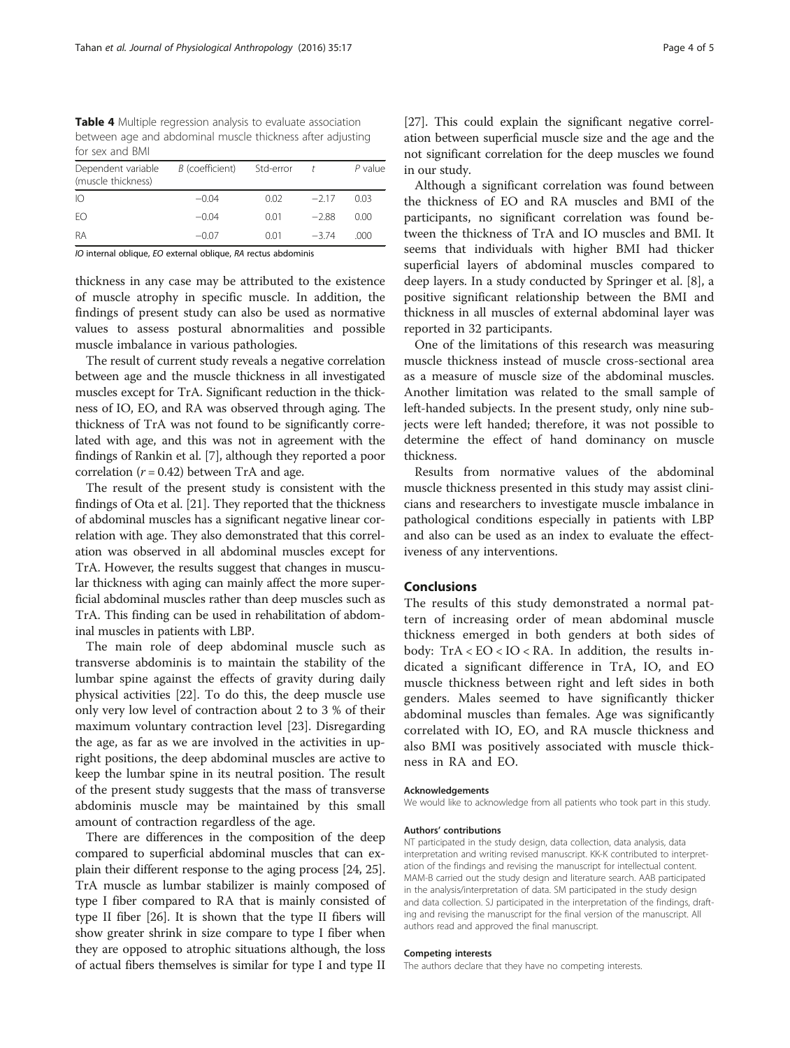**Table 4** Multiple regression analysis to evaluate association between age and abdominal muscle thickness after adjusting for sex and BMI

| Dependent variable (muscle thickness) | *B* (coefficient) | Std-error | *t* | *P* value |
|---|---|---|---|---|
| IO | −0.04 | 0.02 | −2.17 | 0.03 |
| EO | −0.04 | 0.01 | −2.88 | 0.00 |
| RA | −0.07 | 0.01 | −3.74 | .000 |

*IO* internal oblique, *EO* external oblique, *RA* rectus abdominis

thickness in any case may be attributed to the existence of muscle atrophy in specific muscle. In addition, the findings of present study can also be used as normative values to assess postural abnormalities and possible muscle imbalance in various pathologies.

The result of current study reveals a negative correlation between age and the muscle thickness in all investigated muscles except for TrA. Significant reduction in the thickness of IO, EO, and RA was observed through aging. The thickness of TrA was not found to be significantly correlated with age, and this was not in agreement with the findings of Rankin et al. [7], although they reported a poor correlation ($r = 0.42$) between TrA and age.

The result of the present study is consistent with the findings of Ota et al. [21]. They reported that the thickness of abdominal muscles has a significant negative linear correlation with age. They also demonstrated that this correlation was observed in all abdominal muscles except for TrA. However, the results suggest that changes in muscular thickness with aging can mainly affect the more superficial abdominal muscles rather than deep muscles such as TrA. This finding can be used in rehabilitation of abdominal muscles in patients with LBP.

The main role of deep abdominal muscle such as transverse abdominis is to maintain the stability of the lumbar spine against the effects of gravity during daily physical activities [22]. To do this, the deep muscle use only very low level of contraction about 2 to 3 % of their maximum voluntary contraction level [23]. Disregarding the age, as far as we are involved in the activities in upright positions, the deep abdominal muscles are active to keep the lumbar spine in its neutral position. The result of the present study suggests that the mass of transverse abdominis muscle may be maintained by this small amount of contraction regardless of the age.

There are differences in the composition of the deep compared to superficial abdominal muscles that can explain their different response to the aging process [24, 25]. TrA muscle as lumbar stabilizer is mainly composed of type I fiber compared to RA that is mainly consisted of type II fiber [26]. It is shown that the type II fibers will show greater shrink in size compare to type I fiber when they are opposed to atrophic situations although, the loss of actual fibers themselves is similar for type I and type II [27]. This could explain the significant negative correlation between superficial muscle size and the age and the not significant correlation for the deep muscles we found in our study.

Although a significant correlation was found between the thickness of EO and RA muscles and BMI of the participants, no significant correlation was found between the thickness of TrA and IO muscles and BMI. It seems that individuals with higher BMI had thicker superficial layers of abdominal muscles compared to deep layers. In a study conducted by Springer et al. [8], a positive significant relationship between the BMI and thickness in all muscles of external abdominal layer was reported in 32 participants.

One of the limitations of this research was measuring muscle thickness instead of muscle cross-sectional area as a measure of muscle size of the abdominal muscles. Another limitation was related to the small sample of left-handed subjects. In the present study, only nine subjects were left handed; therefore, it was not possible to determine the effect of hand dominancy on muscle thickness.

Results from normative values of the abdominal muscle thickness presented in this study may assist clinicians and researchers to investigate muscle imbalance in pathological conditions especially in patients with LBP and also can be used as an index to evaluate the effectiveness of any interventions.

## Conclusions

The results of this study demonstrated a normal pattern of increasing order of mean abdominal muscle thickness emerged in both genders at both sides of body: TrA < EO < IO < RA. In addition, the results indicated a significant difference in TrA, IO, and EO muscle thickness between right and left sides in both genders. Males seemed to have significantly thicker abdominal muscles than females. Age was significantly correlated with IO, EO, and RA muscle thickness and also BMI was positively associated with muscle thickness in RA and EO.

#### Acknowledgements

We would like to acknowledge from all patients who took part in this study.

#### Authors' contributions

NT participated in the study design, data collection, data analysis, data interpretation and writing revised manuscript. KK-K contributed to interpretation of the findings and revising the manuscript for intellectual content. MAM-B carried out the study design and literature search. AAB participated in the analysis/interpretation of data. SM participated in the study design and data collection. SJ participated in the interpretation of the findings, drafting and revising the manuscript for the final version of the manuscript. All authors read and approved the final manuscript.

#### Competing interests

The authors declare that they have no competing interests.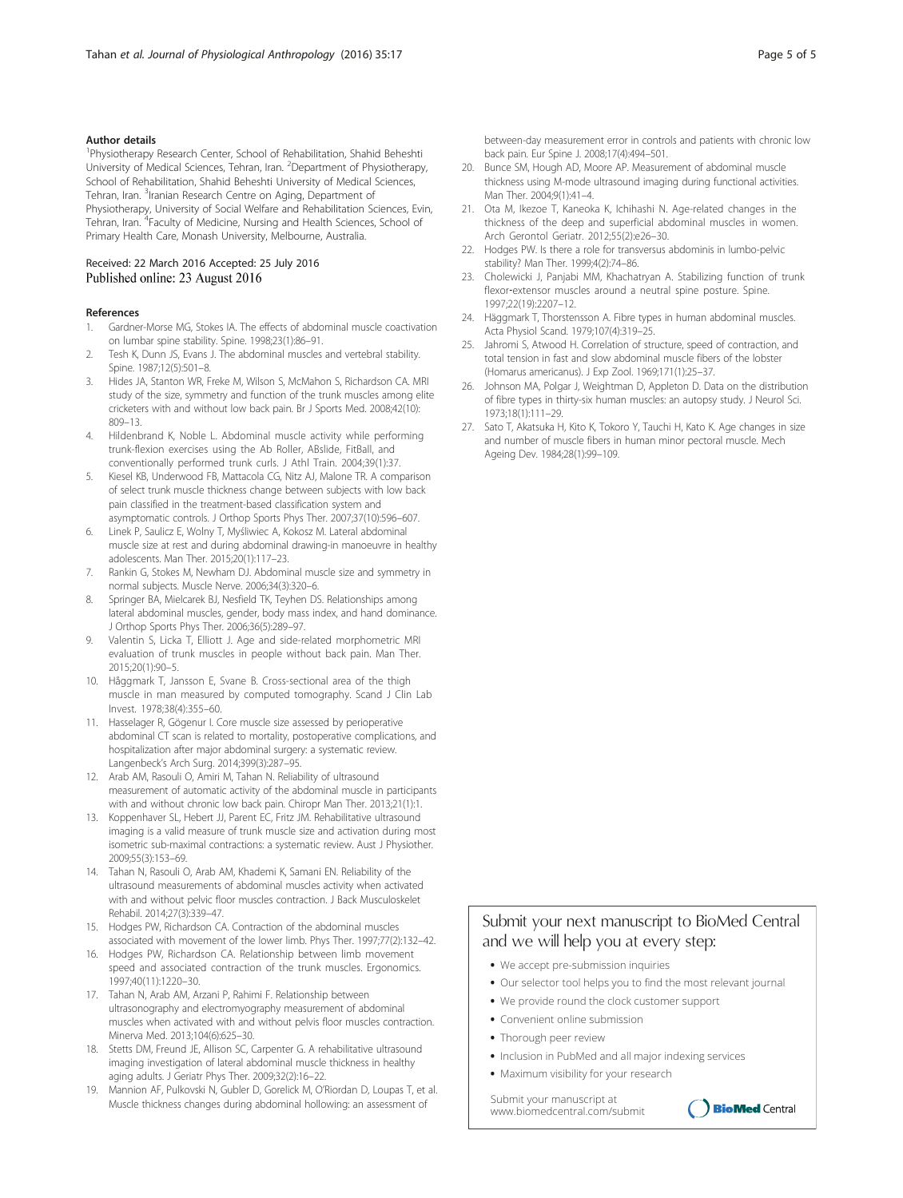## Author details

[1]Physiotherapy Research Center, School of Rehabilitation, Shahid Beheshti University of Medical Sciences, Tehran, Iran. [2]Department of Physiotherapy, School of Rehabilitation, Shahid Beheshti University of Medical Sciences, Tehran, Iran. [3]Iranian Research Centre on Aging, Department of Physiotherapy, University of Social Welfare and Rehabilitation Sciences, Evin, Tehran, Iran. [4]Faculty of Medicine, Nursing and Health Sciences, School of Primary Health Care, Monash University, Melbourne, Australia.

Received: 22 March 2016 Accepted: 25 July 2016
Published online: 23 August 2016

## References

1. Gardner-Morse MG, Stokes IA. The effects of abdominal muscle coactivation on lumbar spine stability. Spine. 1998;23(1):86–91.
2. Tesh K, Dunn JS, Evans J. The abdominal muscles and vertebral stability. Spine. 1987;12(5):501–8.
3. Hides JA, Stanton WR, Freke M, Wilson S, McMahon S, Richardson CA. MRI study of the size, symmetry and function of the trunk muscles among elite cricketers with and without low back pain. Br J Sports Med. 2008;42(10):809–13.
4. Hildenbrand K, Noble L. Abdominal muscle activity while performing trunk-flexion exercises using the Ab Roller, ABslide, FitBall, and conventionally performed trunk curls. J Athl Train. 2004;39(1):37.
5. Kiesel KB, Underwood FB, Mattacola CG, Nitz AJ, Malone TR. A comparison of select trunk muscle thickness change between subjects with low back pain classified in the treatment-based classification system and asymptomatic controls. J Orthop Sports Phys Ther. 2007;37(10):596–607.
6. Linek P, Saulicz E, Wolny T, Myśliwiec A, Kokosz M. Lateral abdominal muscle size at rest and during abdominal drawing-in manoeuvre in healthy adolescents. Man Ther. 2015;20(1):117–23.
7. Rankin G, Stokes M, Newham DJ. Abdominal muscle size and symmetry in normal subjects. Muscle Nerve. 2006;34(3):320–6.
8. Springer BA, Mielcarek BJ, Nesfield TK, Teyhen DS. Relationships among lateral abdominal muscles, gender, body mass index, and hand dominance. J Orthop Sports Phys Ther. 2006;36(5):289–97.
9. Valentin S, Licka T, Elliott J. Age and side-related morphometric MRI evaluation of trunk muscles in people without back pain. Man Ther. 2015;20(1):90–5.
10. Håggmark T, Jansson E, Svane B. Cross-sectional area of the thigh muscle in man measured by computed tomography. Scand J Clin Lab Invest. 1978;38(4):355–60.
11. Hasselager R, Gögenur I. Core muscle size assessed by perioperative abdominal CT scan is related to mortality, postoperative complications, and hospitalization after major abdominal surgery: a systematic review. Langenbeck's Arch Surg. 2014;399(3):287–95.
12. Arab AM, Rasouli O, Amiri M, Tahan N. Reliability of ultrasound measurement of automatic activity of the abdominal muscle in participants with and without chronic low back pain. Chiropr Man Ther. 2013;21(1):1.
13. Koppenhaver SL, Hebert JJ, Parent EC, Fritz JM. Rehabilitative ultrasound imaging is a valid measure of trunk muscle size and activation during most isometric sub-maximal contractions: a systematic review. Aust J Physiother. 2009;55(3):153–69.
14. Tahan N, Rasouli O, Arab AM, Khademi K, Samani EN. Reliability of the ultrasound measurements of abdominal muscles activity when activated with and without pelvic floor muscles contraction. J Back Musculoskelet Rehabil. 2014;27(3):339–47.
15. Hodges PW, Richardson CA. Contraction of the abdominal muscles associated with movement of the lower limb. Phys Ther. 1997;77(2):132–42.
16. Hodges PW, Richardson CA. Relationship between limb movement speed and associated contraction of the trunk muscles. Ergonomics. 1997;40(11):1220–30.
17. Tahan N, Arab AM, Arzani P, Rahimi F. Relationship between ultrasonography and electromyography measurement of abdominal muscles when activated with and without pelvis floor muscles contraction. Minerva Med. 2013;104(6):625–30.
18. Stetts DM, Freund JE, Allison SC, Carpenter G. A rehabilitative ultrasound imaging investigation of lateral abdominal muscle thickness in healthy aging adults. J Geriatr Phys Ther. 2009;32(2):16–22.
19. Mannion AF, Pulkovski N, Gubler D, Gorelick M, O'Riordan D, Loupas T, et al. Muscle thickness changes during abdominal hollowing: an assessment of between-day measurement error in controls and patients with chronic low back pain. Eur Spine J. 2008;17(4):494–501.
20. Bunce SM, Hough AD, Moore AP. Measurement of abdominal muscle thickness using M-mode ultrasound imaging during functional activities. Man Ther. 2004;9(1):41–4.
21. Ota M, Ikezoe T, Kaneoka K, Ichihashi N. Age-related changes in the thickness of the deep and superficial abdominal muscles in women. Arch Gerontol Geriatr. 2012;55(2):e26–30.
22. Hodges PW. Is there a role for transversus abdominis in lumbo-pelvic stability? Man Ther. 1999;4(2):74–86.
23. Cholewicki J, Panjabi MM, Khachatryan A. Stabilizing function of trunk flexor-extensor muscles around a neutral spine posture. Spine. 1997;22(19):2207–12.
24. Häggmark T, Thorstensson A. Fibre types in human abdominal muscles. Acta Physiol Scand. 1979;107(4):319–25.
25. Jahromi S, Atwood H. Correlation of structure, speed of contraction, and total tension in fast and slow abdominal muscle fibers of the lobster (Homarus americanus). J Exp Zool. 1969;171(1):25–37.
26. Johnson MA, Polgar J, Weightman D, Appleton D. Data on the distribution of fibre types in thirty-six human muscles: an autopsy study. J Neurol Sci. 1973;18(1):111–29.
27. Sato T, Akatsuka H, Kito K, Tokoro Y, Tauchi H, Kato K. Age changes in size and number of muscle fibers in human minor pectoral muscle. Mech Ageing Dev. 1984;28(1):99–109.

Submit your next manuscript to BioMed Central and we will help you at every step:

- We accept pre-submission inquiries
- Our selector tool helps you to find the most relevant journal
- We provide round the clock customer support
- Convenient online submission
- Thorough peer review
- Inclusion in PubMed and all major indexing services
- Maximum visibility for your research

Submit your manuscript at
www.biomedcentral.com/submit

BioMed Central